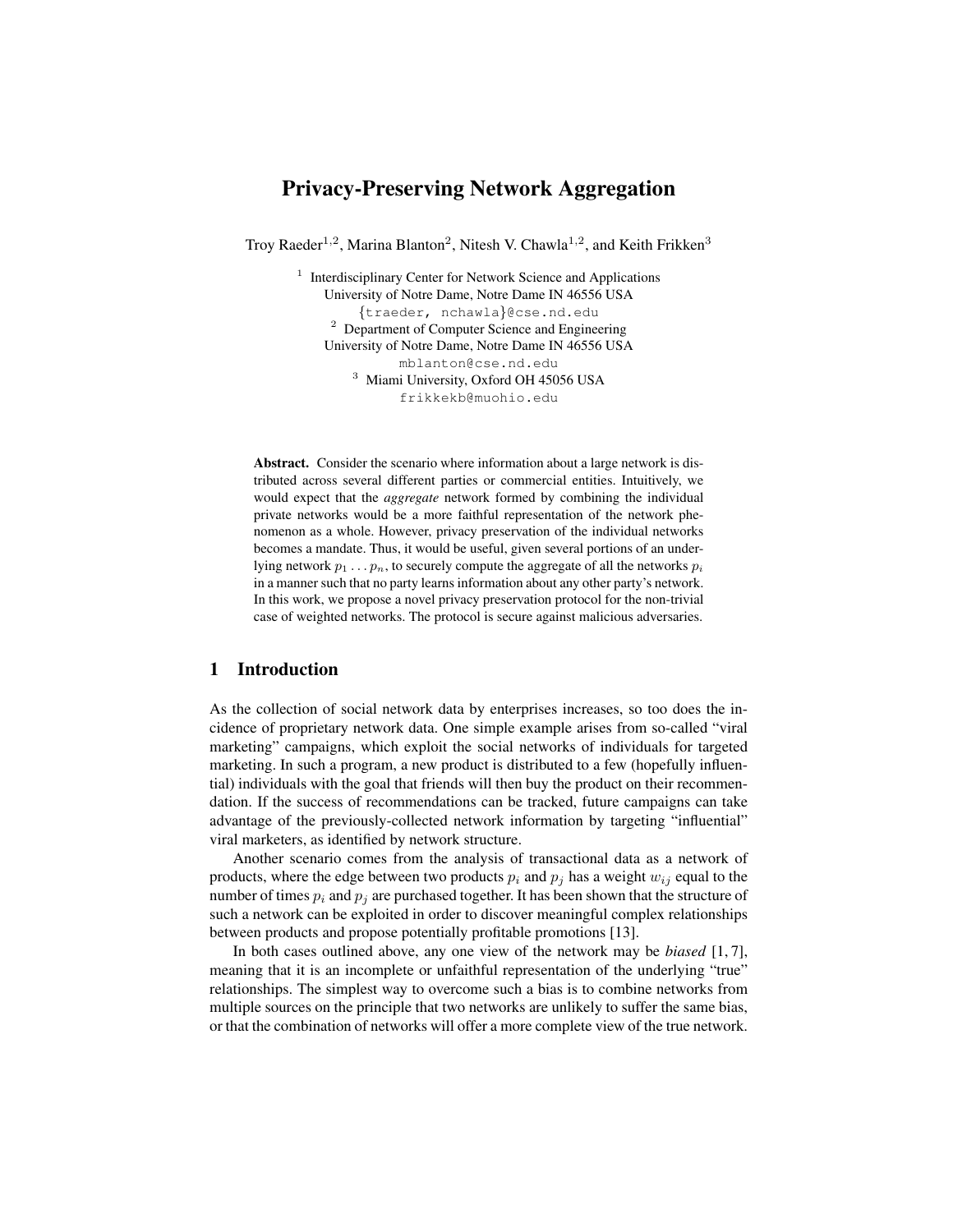# Privacy-Preserving Network Aggregation

Troy Raeder[1,2], Marina Blanton[2], Nitesh V. Chawla[1,2], and Keith Frikken[3]

[1] Interdisciplinary Center for Network Science and Applications
University of Notre Dame, Notre Dame IN 46556 USA
{traeder, nchawla}@cse.nd.edu

[2] Department of Computer Science and Engineering
University of Notre Dame, Notre Dame IN 46556 USA
mblanton@cse.nd.edu

[3] Miami University, Oxford OH 45056 USA
frikkekb@muohio.edu

**Abstract.** Consider the scenario where information about a large network is distributed across several different parties or commercial entities. Intuitively, we would expect that the *aggregate* network formed by combining the individual private networks would be a more faithful representation of the network phenomenon as a whole. However, privacy preservation of the individual networks becomes a mandate. Thus, it would be useful, given several portions of an underlying network $p_1 \ldots p_n$, to securely compute the aggregate of all the networks $p_i$ in a manner such that no party learns information about any other party's network. In this work, we propose a novel privacy preservation protocol for the non-trivial case of weighted networks. The protocol is secure against malicious adversaries.

## 1 Introduction

As the collection of social network data by enterprises increases, so too does the incidence of proprietary network data. One simple example arises from so-called "viral marketing" campaigns, which exploit the social networks of individuals for targeted marketing. In such a program, a new product is distributed to a few (hopefully influential) individuals with the goal that friends will then buy the product on their recommendation. If the success of recommendations can be tracked, future campaigns can take advantage of the previously-collected network information by targeting "influential" viral marketers, as identified by network structure.

Another scenario comes from the analysis of transactional data as a network of products, where the edge between two products $p_i$ and $p_j$ has a weight $w_{ij}$ equal to the number of times $p_i$ and $p_j$ are purchased together. It has been shown that the structure of such a network can be exploited in order to discover meaningful complex relationships between products and propose potentially profitable promotions [13].

In both cases outlined above, any one view of the network may be *biased* [1, 7], meaning that it is an incomplete or unfaithful representation of the underlying "true" relationships. The simplest way to overcome such a bias is to combine networks from multiple sources on the principle that two networks are unlikely to suffer the same bias, or that the combination of networks will offer a more complete view of the true network.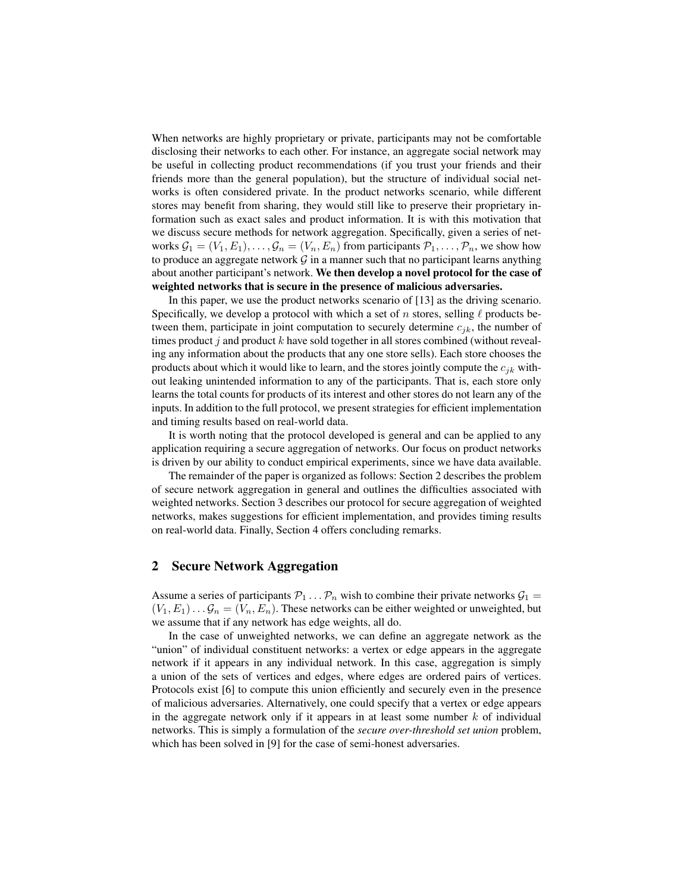When networks are highly proprietary or private, participants may not be comfortable disclosing their networks to each other. For instance, an aggregate social network may be useful in collecting product recommendations (if you trust your friends and their friends more than the general population), but the structure of individual social networks is often considered private. In the product networks scenario, while different stores may benefit from sharing, they would still like to preserve their proprietary information such as exact sales and product information. It is with this motivation that we discuss secure methods for network aggregation. Specifically, given a series of networks $\mathcal{G}_1 = (V_1, E_1), \ldots, \mathcal{G}_n = (V_n, E_n)$ from participants $\mathcal{P}_1, \ldots, \mathcal{P}_n$, we show how to produce an aggregate network $\mathcal{G}$ in a manner such that no participant learns anything about another participant's network. **We then develop a novel protocol for the case of weighted networks that is secure in the presence of malicious adversaries.**

In this paper, we use the product networks scenario of [13] as the driving scenario. Specifically, we develop a protocol with which a set of $n$ stores, selling $\ell$ products between them, participate in joint computation to securely determine $c_{jk}$, the number of times product $j$ and product $k$ have sold together in all stores combined (without revealing any information about the products that any one store sells). Each store chooses the products about which it would like to learn, and the stores jointly compute the $c_{jk}$ without leaking unintended information to any of the participants. That is, each store only learns the total counts for products of its interest and other stores do not learn any of the inputs. In addition to the full protocol, we present strategies for efficient implementation and timing results based on real-world data.

It is worth noting that the protocol developed is general and can be applied to any application requiring a secure aggregation of networks. Our focus on product networks is driven by our ability to conduct empirical experiments, since we have data available.

The remainder of the paper is organized as follows: Section 2 describes the problem of secure network aggregation in general and outlines the difficulties associated with weighted networks. Section 3 describes our protocol for secure aggregation of weighted networks, makes suggestions for efficient implementation, and provides timing results on real-world data. Finally, Section 4 offers concluding remarks.

## 2 Secure Network Aggregation

Assume a series of participants $\mathcal{P}_1 \ldots \mathcal{P}_n$ wish to combine their private networks $\mathcal{G}_1 = (V_1, E_1) \ldots \mathcal{G}_n = (V_n, E_n)$. These networks can be either weighted or unweighted, but we assume that if any network has edge weights, all do.

In the case of unweighted networks, we can define an aggregate network as the "union" of individual constituent networks: a vertex or edge appears in the aggregate network if it appears in any individual network. In this case, aggregation is simply a union of the sets of vertices and edges, where edges are ordered pairs of vertices. Protocols exist [6] to compute this union efficiently and securely even in the presence of malicious adversaries. Alternatively, one could specify that a vertex or edge appears in the aggregate network only if it appears in at least some number $k$ of individual networks. This is simply a formulation of the *secure over-threshold set union* problem, which has been solved in [9] for the case of semi-honest adversaries.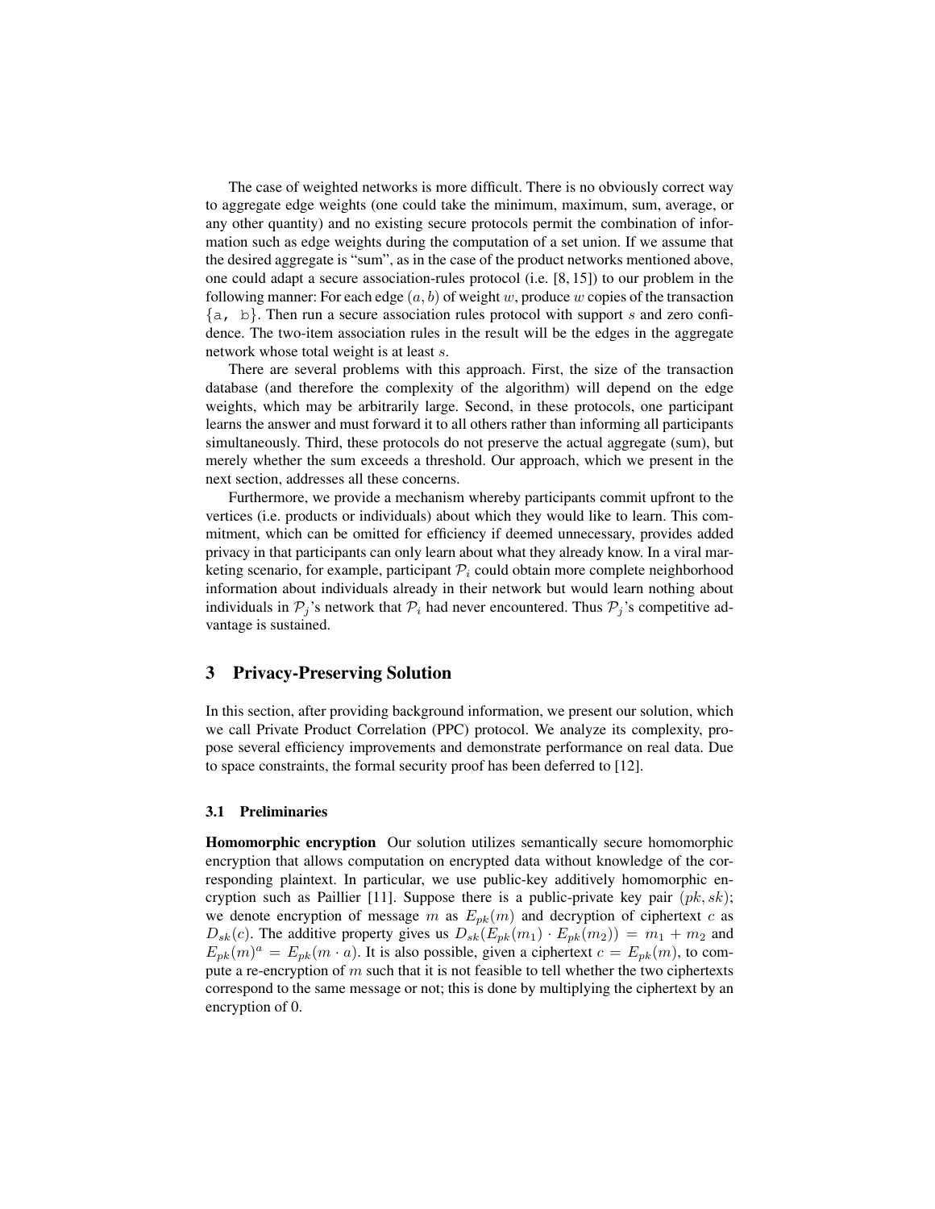The case of weighted networks is more difficult. There is no obviously correct way to aggregate edge weights (one could take the minimum, maximum, sum, average, or any other quantity) and no existing secure protocols permit the combination of information such as edge weights during the computation of a set union. If we assume that the desired aggregate is "sum", as in the case of the product networks mentioned above, one could adapt a secure association-rules protocol (i.e. [8, 15]) to our problem in the following manner: For each edge $(a, b)$ of weight $w$, produce $w$ copies of the transaction `{a, b}`. Then run a secure association rules protocol with support $s$ and zero confidence. The two-item association rules in the result will be the edges in the aggregate network whose total weight is at least $s$.

There are several problems with this approach. First, the size of the transaction database (and therefore the complexity of the algorithm) will depend on the edge weights, which may be arbitrarily large. Second, in these protocols, one participant learns the answer and must forward it to all others rather than informing all participants simultaneously. Third, these protocols do not preserve the actual aggregate (sum), but merely whether the sum exceeds a threshold. Our approach, which we present in the next section, addresses all these concerns.

Furthermore, we provide a mechanism whereby participants commit upfront to the vertices (i.e. products or individuals) about which they would like to learn. This commitment, which can be omitted for efficiency if deemed unnecessary, provides added privacy in that participants can only learn about what they already know. In a viral marketing scenario, for example, participant $\mathcal{P}_i$ could obtain more complete neighborhood information about individuals already in their network but would learn nothing about individuals in $\mathcal{P}_j$'s network that $\mathcal{P}_i$ had never encountered. Thus $\mathcal{P}_j$'s competitive advantage is sustained.

## 3 Privacy-Preserving Solution

In this section, after providing background information, we present our solution, which we call Private Product Correlation (PPC) protocol. We analyze its complexity, propose several efficiency improvements and demonstrate performance on real data. Due to space constraints, the formal security proof has been deferred to [12].

### 3.1 Preliminaries

**Homomorphic encryption** Our solution utilizes semantically secure homomorphic encryption that allows computation on encrypted data without knowledge of the corresponding plaintext. In particular, we use public-key additively homomorphic encryption such as Paillier [11]. Suppose there is a public-private key pair $(pk, sk)$; we denote encryption of message $m$ as $E_{pk}(m)$ and decryption of ciphertext $c$ as $D_{sk}(c)$. The additive property gives us $D_{sk}(E_{pk}(m_1) \cdot E_{pk}(m_2)) = m_1 + m_2$ and $E_{pk}(m)^a = E_{pk}(m \cdot a)$. It is also possible, given a ciphertext $c = E_{pk}(m)$, to compute a re-encryption of $m$ such that it is not feasible to tell whether the two ciphertexts correspond to the same message or not; this is done by multiplying the ciphertext by an encryption of 0.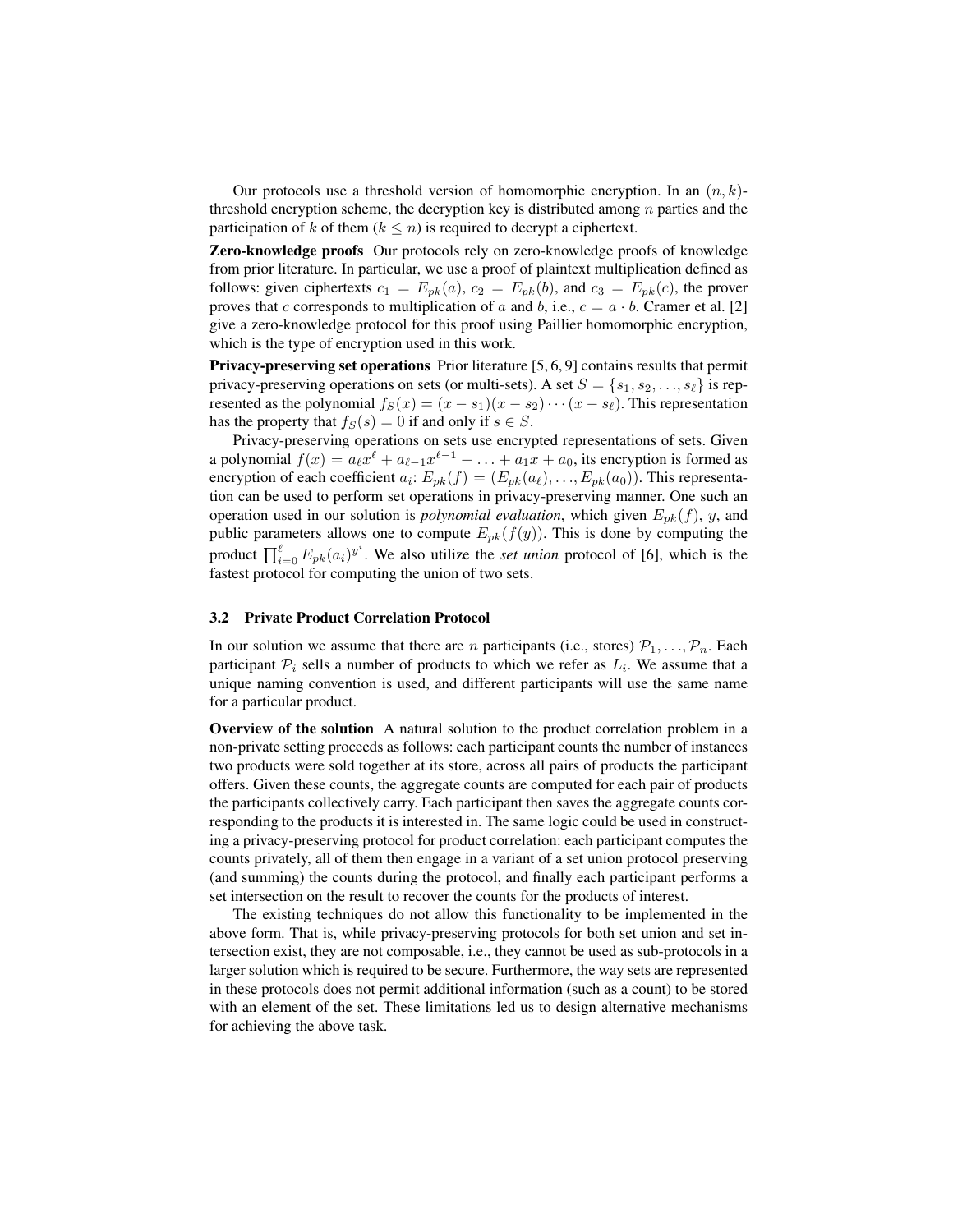Our protocols use a threshold version of homomorphic encryption. In an $(n, k)$-threshold encryption scheme, the decryption key is distributed among $n$ parties and the participation of $k$ of them ($k \leq n$) is required to decrypt a ciphertext.

**Zero-knowledge proofs** Our protocols rely on zero-knowledge proofs of knowledge from prior literature. In particular, we use a proof of plaintext multiplication defined as follows: given ciphertexts $c_1 = E_{pk}(a)$, $c_2 = E_{pk}(b)$, and $c_3 = E_{pk}(c)$, the prover proves that $c$ corresponds to multiplication of $a$ and $b$, i.e., $c = a \cdot b$. Cramer et al. [2] give a zero-knowledge protocol for this proof using Paillier homomorphic encryption, which is the type of encryption used in this work.

**Privacy-preserving set operations** Prior literature [5, 6, 9] contains results that permit privacy-preserving operations on sets (or multi-sets). A set $S = \{s_1, s_2, \ldots, s_\ell\}$ is represented as the polynomial $f_S(x) = (x - s_1)(x - s_2) \cdots (x - s_\ell)$. This representation has the property that $f_S(s) = 0$ if and only if $s \in S$.

Privacy-preserving operations on sets use encrypted representations of sets. Given a polynomial $f(x) = a_\ell x^\ell + a_{\ell-1}x^{\ell-1} + \ldots + a_1 x + a_0$, its encryption is formed as encryption of each coefficient $a_i$: $E_{pk}(f) = (E_{pk}(a_\ell), \ldots, E_{pk}(a_0))$. This representation can be used to perform set operations in privacy-preserving manner. One such an operation used in our solution is *polynomial evaluation*, which given $E_{pk}(f)$, $y$, and public parameters allows one to compute $E_{pk}(f(y))$. This is done by computing the product $\prod_{i=0}^{\ell} E_{pk}(a_i)^{y^i}$. We also utilize the *set union* protocol of [6], which is the fastest protocol for computing the union of two sets.

### 3.2 Private Product Correlation Protocol

In our solution we assume that there are $n$ participants (i.e., stores) $\mathcal{P}_1, \ldots, \mathcal{P}_n$. Each participant $\mathcal{P}_i$ sells a number of products to which we refer as $L_i$. We assume that a unique naming convention is used, and different participants will use the same name for a particular product.

**Overview of the solution** A natural solution to the product correlation problem in a non-private setting proceeds as follows: each participant counts the number of instances two products were sold together at its store, across all pairs of products the participant offers. Given these counts, the aggregate counts are computed for each pair of products the participants collectively carry. Each participant then saves the aggregate counts corresponding to the products it is interested in. The same logic could be used in constructing a privacy-preserving protocol for product correlation: each participant computes the counts privately, all of them then engage in a variant of a set union protocol preserving (and summing) the counts during the protocol, and finally each participant performs a set intersection on the result to recover the counts for the products of interest.

The existing techniques do not allow this functionality to be implemented in the above form. That is, while privacy-preserving protocols for both set union and set intersection exist, they are not composable, i.e., they cannot be used as sub-protocols in a larger solution which is required to be secure. Furthermore, the way sets are represented in these protocols does not permit additional information (such as a count) to be stored with an element of the set. These limitations led us to design alternative mechanisms for achieving the above task.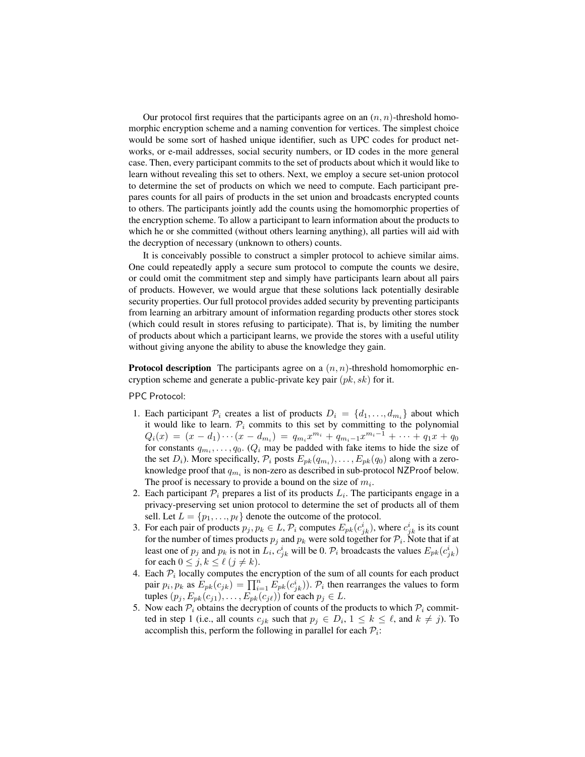Our protocol first requires that the participants agree on an $(n, n)$-threshold homomorphic encryption scheme and a naming convention for vertices. The simplest choice would be some sort of hashed unique identifier, such as UPC codes for product networks, or e-mail addresses, social security numbers, or ID codes in the more general case. Then, every participant commits to the set of products about which it would like to learn without revealing this set to others. Next, we employ a secure set-union protocol to determine the set of products on which we need to compute. Each participant prepares counts for all pairs of products in the set union and broadcasts encrypted counts to others. The participants jointly add the counts using the homomorphic properties of the encryption scheme. To allow a participant to learn information about the products to which he or she committed (without others learning anything), all parties will aid with the decryption of necessary (unknown to others) counts.

It is conceivably possible to construct a simpler protocol to achieve similar aims. One could repeatedly apply a secure sum protocol to compute the counts we desire, or could omit the commitment step and simply have participants learn about all pairs of products. However, we would argue that these solutions lack potentially desirable security properties. Our full protocol provides added security by preventing participants from learning an arbitrary amount of information regarding products other stores stock (which could result in stores refusing to participate). That is, by limiting the number of products about which a participant learns, we provide the stores with a useful utility without giving anyone the ability to abuse the knowledge they gain.

**Protocol description** The participants agree on a $(n, n)$-threshold homomorphic encryption scheme and generate a public-private key pair $(pk, sk)$ for it.

PPC Protocol:

1. Each participant $\mathcal{P}_i$ creates a list of products $D_i = \{d_1, \ldots, d_{m_i}\}$ about which it would like to learn. $\mathcal{P}_i$ commits to this set by committing to the polynomial $Q_i(x) = (x - d_1) \cdots (x - d_{m_i}) = q_{m_i}x^{m_i} + q_{m_i-1}x^{m_i-1} + \cdots + q_1 x + q_0$ for constants $q_{m_i}, \ldots, q_0$. ($Q_i$ may be padded with fake items to hide the size of the set $D_i$). More specifically, $\mathcal{P}_i$ posts $E_{pk}(q_{m_i}), \ldots, E_{pk}(q_0)$ along with a zero-knowledge proof that $q_{m_i}$ is non-zero as described in sub-protocol NZProof below. The proof is necessary to provide a bound on the size of $m_i$.
2. Each participant $\mathcal{P}_i$ prepares a list of its products $L_i$. The participants engage in a privacy-preserving set union protocol to determine the set of products all of them sell. Let $L = \{p_1, \ldots, p_\ell\}$ denote the outcome of the protocol.
3. For each pair of products $p_j, p_k \in L$, $\mathcal{P}_i$ computes $E_{pk}(c^i_{jk})$, where $c^i_{jk}$ is its count for the number of times products $p_j$ and $p_k$ were sold together for $\mathcal{P}_i$. Note that if at least one of $p_j$ and $p_k$ is not in $L_i$, $c^i_{jk}$ will be 0. $\mathcal{P}_i$ broadcasts the values $E_{pk}(c^i_{jk})$ for each $0 \leq j, k \leq \ell$ $(j \neq k)$.
4. Each $\mathcal{P}_i$ locally computes the encryption of the sum of all counts for each product pair $p_i, p_k$ as $E_{pk}(c_{jk}) = \prod_{i=1}^{n} E_{pk}(c^i_{jk})$). $\mathcal{P}_i$ then rearranges the values to form tuples $(p_j, E_{pk}(c_{j1}), \ldots, E_{pk}(c_{j\ell}))$ for each $p_j \in L$.
5. Now each $\mathcal{P}_i$ obtains the decryption of counts of the products to which $\mathcal{P}_i$ committed in step 1 (i.e., all counts $c_{jk}$ such that $p_j \in D_i$, $1 \leq k \leq \ell$, and $k \neq j$). To accomplish this, perform the following in parallel for each $\mathcal{P}_i$: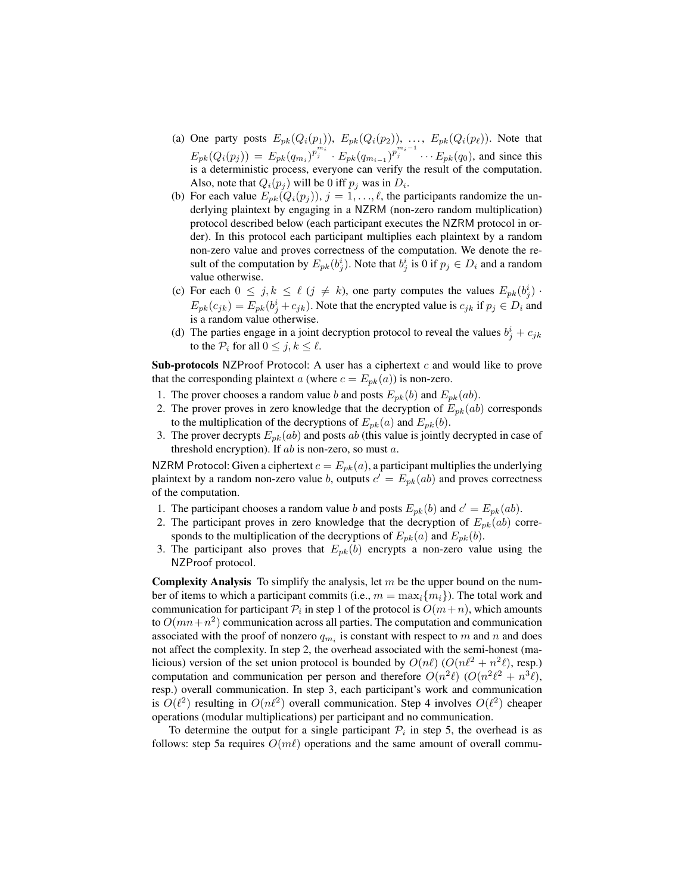(a) One party posts $E_{pk}(Q_i(p_1))$, $E_{pk}(Q_i(p_2))$, $\ldots$, $E_{pk}(Q_i(p_\ell))$. Note that $E_{pk}(Q_i(p_j)) = E_{pk}(q_{m_i})^{p_j^{m_i}} \cdot E_{pk}(q_{m_{i-1}})^{p_j^{m_i-1}} \cdots E_{pk}(q_0)$, and since this is a deterministic process, everyone can verify the result of the computation. Also, note that $Q_i(p_j)$ will be 0 iff $p_j$ was in $D_i$.

(b) For each value $E_{pk}(Q_i(p_j))$, $j = 1, \ldots, \ell$, the participants randomize the underlying plaintext by engaging in a NZRM (non-zero random multiplication) protocol described below (each participant executes the NZRM protocol in order). In this protocol each participant multiplies each plaintext by a random non-zero value and proves correctness of the computation. We denote the result of the computation by $E_{pk}(b^i_j)$. Note that $b^i_j$ is 0 if $p_j \in D_i$ and a random value otherwise.

(c) For each $0 \le j, k \le \ell$ ($j \ne k$), one party computes the values $E_{pk}(b^i_j) \cdot E_{pk}(c_{jk}) = E_{pk}(b^i_j + c_{jk})$. Note that the encrypted value is $c_{jk}$ if $p_j \in D_i$ and is a random value otherwise.

(d) The parties engage in a joint decryption protocol to reveal the values $b^i_j + c_{jk}$ to the $\mathcal{P}_i$ for all $0 \le j, k \le \ell$.

**Sub-protocols** NZProof Protocol: A user has a ciphertext $c$ and would like to prove that the corresponding plaintext $a$ (where $c = E_{pk}(a)$) is non-zero.

1. The prover chooses a random value $b$ and posts $E_{pk}(b)$ and $E_{pk}(ab)$.
2. The prover proves in zero knowledge that the decryption of $E_{pk}(ab)$ corresponds to the multiplication of the decryptions of $E_{pk}(a)$ and $E_{pk}(b)$.
3. The prover decrypts $E_{pk}(ab)$ and posts $ab$ (this value is jointly decrypted in case of threshold encryption). If $ab$ is non-zero, so must $a$.

NZRM Protocol: Given a ciphertext $c = E_{pk}(a)$, a participant multiplies the underlying plaintext by a random non-zero value $b$, outputs $c' = E_{pk}(ab)$ and proves correctness of the computation.

1. The participant chooses a random value $b$ and posts $E_{pk}(b)$ and $c' = E_{pk}(ab)$.
2. The participant proves in zero knowledge that the decryption of $E_{pk}(ab)$ corresponds to the multiplication of the decryptions of $E_{pk}(a)$ and $E_{pk}(b)$.
3. The participant also proves that $E_{pk}(b)$ encrypts a non-zero value using the NZProof protocol.

**Complexity Analysis** To simplify the analysis, let $m$ be the upper bound on the number of items to which a participant commits (i.e., $m = \max_i\{m_i\}$). The total work and communication for participant $\mathcal{P}_i$ in step 1 of the protocol is $O(m+n)$, which amounts to $O(mn+n^2)$ communication across all parties. The computation and communication associated with the proof of nonzero $q_{m_i}$ is constant with respect to $m$ and $n$ and does not affect the complexity. In step 2, the overhead associated with the semi-honest (malicious) version of the set union protocol is bounded by $O(n\ell)$ ($O(n\ell^2 + n^2\ell)$, resp.) computation and communication per person and therefore $O(n^2\ell)$ ($O(n^2\ell^2 + n^3\ell)$, resp.) overall communication. In step 3, each participant's work and communication is $O(\ell^2)$ resulting in $O(n\ell^2)$ overall communication. Step 4 involves $O(\ell^2)$ cheaper operations (modular multiplications) per participant and no communication.

To determine the output for a single participant $\mathcal{P}_i$ in step 5, the overhead is as follows: step 5a requires $O(m\ell)$ operations and the same amount of overall commu-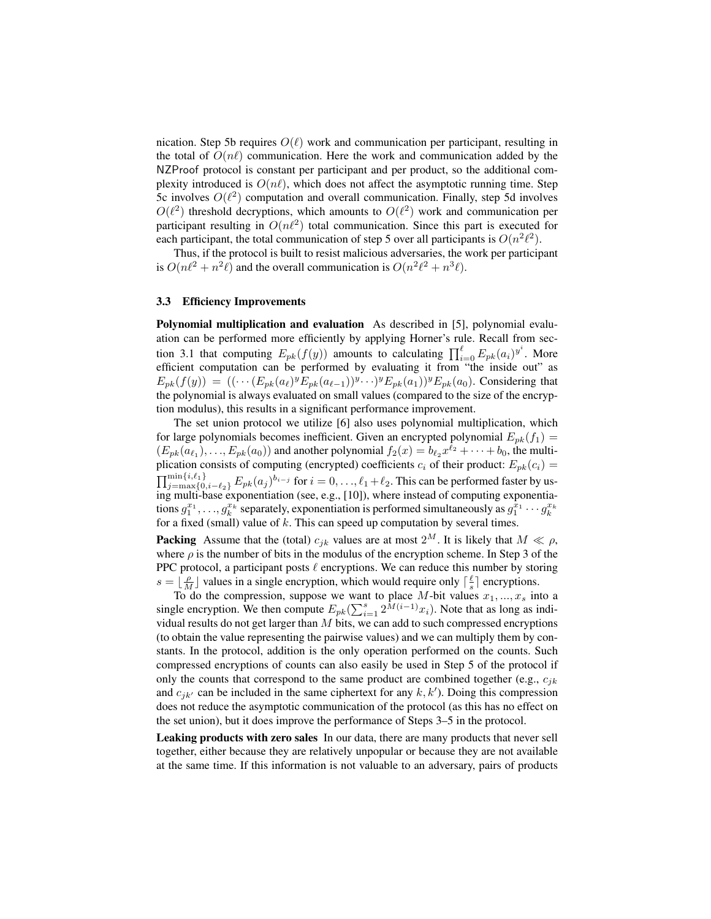nication. Step 5b requires $O(\ell)$ work and communication per participant, resulting in the total of $O(n\ell)$ communication. Here the work and communication added by the NZProof protocol is constant per participant and per product, so the additional complexity introduced is $O(n\ell)$, which does not affect the asymptotic running time. Step 5c involves $O(\ell^2)$ computation and overall communication. Finally, step 5d involves $O(\ell^2)$ threshold decryptions, which amounts to $O(\ell^2)$ work and communication per participant resulting in $O(n\ell^2)$ total communication. Since this part is executed for each participant, the total communication of step 5 over all participants is $O(n^2\ell^2)$.

Thus, if the protocol is built to resist malicious adversaries, the work per participant is $O(n\ell^2 + n^2\ell)$ and the overall communication is $O(n^2\ell^2 + n^3\ell)$.

### 3.3 Efficiency Improvements

**Polynomial multiplication and evaluation** As described in [5], polynomial evaluation can be performed more efficiently by applying Horner's rule. Recall from section 3.1 that computing $E_{pk}(f(y))$ amounts to calculating $\prod_{i=0}^{\ell} E_{pk}(a_i)^{y^i}$. More efficient computation can be performed by evaluating it from "the inside out" as $E_{pk}(f(y)) = ((\cdots(E_{pk}(a_\ell)^y E_{pk}(a_{\ell-1}))^y \cdots)^y E_{pk}(a_1))^y E_{pk}(a_0)$. Considering that the polynomial is always evaluated on small values (compared to the size of the encryption modulus), this results in a significant performance improvement.

The set union protocol we utilize [6] also uses polynomial multiplication, which for large polynomials becomes inefficient. Given an encrypted polynomial $E_{pk}(f_1) = (E_{pk}(a_{\ell_1}), \ldots, E_{pk}(a_0))$ and another polynomial $f_2(x) = b_{\ell_2}x^{\ell_2} + \cdots + b_0$, the multiplication consists of computing (encrypted) coefficients $c_i$ of their product: $E_{pk}(c_i) = \prod_{j=\max\{0,i-\ell_2\}}^{\min\{i,\ell_1\}} E_{pk}(a_j)^{b_{i-j}}$ for $i = 0, \ldots, \ell_1 + \ell_2$. This can be performed faster by using multi-base exponentiation (see, e.g., [10]), where instead of computing exponentiations $g_1^{x_1}, \ldots, g_k^{x_k}$ separately, exponentiation is performed simultaneously as $g_1^{x_1} \cdots g_k^{x_k}$ for a fixed (small) value of $k$. This can speed up computation by several times.

**Packing** Assume that the (total) $c_{jk}$ values are at most $2^M$. It is likely that $M \ll \rho$, where $\rho$ is the number of bits in the modulus of the encryption scheme. In Step 3 of the PPC protocol, a participant posts $\ell$ encryptions. We can reduce this number by storing $s = \lfloor \frac{\rho}{M} \rfloor$ values in a single encryption, which would require only $\lceil \frac{\ell}{s} \rceil$ encryptions.

To do the compression, suppose we want to place $M$-bit values $x_1, ..., x_s$ into a single encryption. We then compute $E_{pk}(\sum_{i=1}^{s} 2^{M(i-1)} x_i)$. Note that as long as individual results do not get larger than $M$ bits, we can add to such compressed encryptions (to obtain the value representing the pairwise values) and we can multiply them by constants. In the protocol, addition is the only operation performed on the counts. Such compressed encryptions of counts can also easily be used in Step 5 of the protocol if only the counts that correspond to the same product are combined together (e.g., $c_{jk}$ and $c_{jk'}$ can be included in the same ciphertext for any $k, k'$). Doing this compression does not reduce the asymptotic communication of the protocol (as this has no effect on the set union), but it does improve the performance of Steps 3–5 in the protocol.

**Leaking products with zero sales** In our data, there are many products that never sell together, either because they are relatively unpopular or because they are not available at the same time. If this information is not valuable to an adversary, pairs of products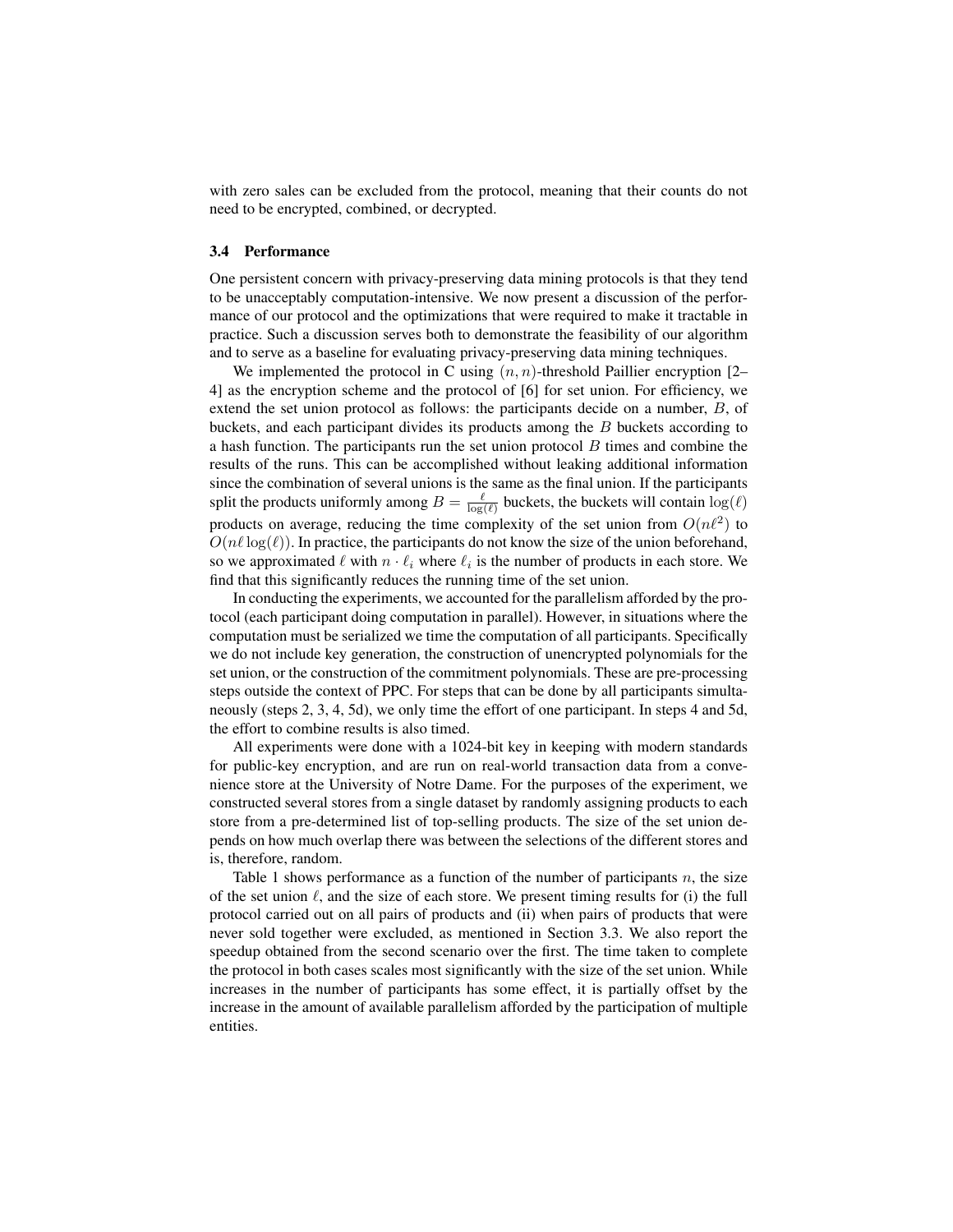with zero sales can be excluded from the protocol, meaning that their counts do not need to be encrypted, combined, or decrypted.

### 3.4 Performance

One persistent concern with privacy-preserving data mining protocols is that they tend to be unacceptably computation-intensive. We now present a discussion of the performance of our protocol and the optimizations that were required to make it tractable in practice. Such a discussion serves both to demonstrate the feasibility of our algorithm and to serve as a baseline for evaluating privacy-preserving data mining techniques.

We implemented the protocol in C using $(n, n)$-threshold Paillier encryption [2–4] as the encryption scheme and the protocol of [6] for set union. For efficiency, we extend the set union protocol as follows: the participants decide on a number, $B$, of buckets, and each participant divides its products among the $B$ buckets according to a hash function. The participants run the set union protocol $B$ times and combine the results of the runs. This can be accomplished without leaking additional information since the combination of several unions is the same as the final union. If the participants split the products uniformly among $B = \frac{\ell}{\log(\ell)}$ buckets, the buckets will contain $\log(\ell)$ products on average, reducing the time complexity of the set union from $O(n\ell^2)$ to $O(n\ell \log(\ell))$. In practice, the participants do not know the size of the union beforehand, so we approximated $\ell$ with $n \cdot \ell_i$ where $\ell_i$ is the number of products in each store. We find that this significantly reduces the running time of the set union.

In conducting the experiments, we accounted for the parallelism afforded by the protocol (each participant doing computation in parallel). However, in situations where the computation must be serialized we time the computation of all participants. Specifically we do not include key generation, the construction of unencrypted polynomials for the set union, or the construction of the commitment polynomials. These are pre-processing steps outside the context of PPC. For steps that can be done by all participants simultaneously (steps 2, 3, 4, 5d), we only time the effort of one participant. In steps 4 and 5d, the effort to combine results is also timed.

All experiments were done with a 1024-bit key in keeping with modern standards for public-key encryption, and are run on real-world transaction data from a convenience store at the University of Notre Dame. For the purposes of the experiment, we constructed several stores from a single dataset by randomly assigning products to each store from a pre-determined list of top-selling products. The size of the set union depends on how much overlap there was between the selections of the different stores and is, therefore, random.

Table 1 shows performance as a function of the number of participants $n$, the size of the set union $\ell$, and the size of each store. We present timing results for (i) the full protocol carried out on all pairs of products and (ii) when pairs of products that were never sold together were excluded, as mentioned in Section 3.3. We also report the speedup obtained from the second scenario over the first. The time taken to complete the protocol in both cases scales most significantly with the size of the set union. While increases in the number of participants has some effect, it is partially offset by the increase in the amount of available parallelism afforded by the participation of multiple entities.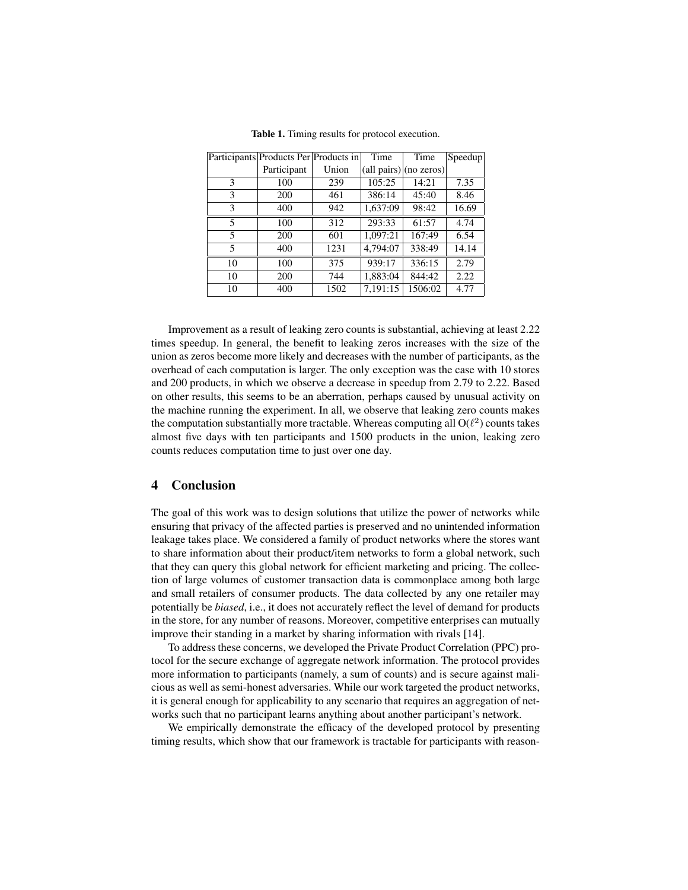**Table 1.** Timing results for protocol execution.

| Participants | Products Per Participant | Products in Union | Time (all pairs) | Time (no zeros) | Speedup |
|---|---|---|---|---|---|
| 3 | 100 | 239 | 105:25 | 14:21 | 7.35 |
| 3 | 200 | 461 | 386:14 | 45:40 | 8.46 |
| 3 | 400 | 942 | 1,637:09 | 98:42 | 16.69 |
| 5 | 100 | 312 | 293:33 | 61:57 | 4.74 |
| 5 | 200 | 601 | 1,097:21 | 167:49 | 6.54 |
| 5 | 400 | 1231 | 4,794:07 | 338:49 | 14.14 |
| 10 | 100 | 375 | 939:17 | 336:15 | 2.79 |
| 10 | 200 | 744 | 1,883:04 | 844:42 | 2.22 |
| 10 | 400 | 1502 | 7,191:15 | 1506:02 | 4.77 |

Improvement as a result of leaking zero counts is substantial, achieving at least 2.22 times speedup. In general, the benefit to leaking zeros increases with the size of the union as zeros become more likely and decreases with the number of participants, as the overhead of each computation is larger. The only exception was the case with 10 stores and 200 products, in which we observe a decrease in speedup from 2.79 to 2.22. Based on other results, this seems to be an aberration, perhaps caused by unusual activity on the machine running the experiment. In all, we observe that leaking zero counts makes the computation substantially more tractable. Whereas computing all $O(\ell^2)$ counts takes almost five days with ten participants and 1500 products in the union, leaking zero counts reduces computation time to just over one day.

## 4 Conclusion

The goal of this work was to design solutions that utilize the power of networks while ensuring that privacy of the affected parties is preserved and no unintended information leakage takes place. We considered a family of product networks where the stores want to share information about their product/item networks to form a global network, such that they can query this global network for efficient marketing and pricing. The collection of large volumes of customer transaction data is commonplace among both large and small retailers of consumer products. The data collected by any one retailer may potentially be *biased*, i.e., it does not accurately reflect the level of demand for products in the store, for any number of reasons. Moreover, competitive enterprises can mutually improve their standing in a market by sharing information with rivals [14].

To address these concerns, we developed the Private Product Correlation (PPC) protocol for the secure exchange of aggregate network information. The protocol provides more information to participants (namely, a sum of counts) and is secure against malicious as well as semi-honest adversaries. While our work targeted the product networks, it is general enough for applicability to any scenario that requires an aggregation of networks such that no participant learns anything about another participant's network.

We empirically demonstrate the efficacy of the developed protocol by presenting timing results, which show that our framework is tractable for participants with reason-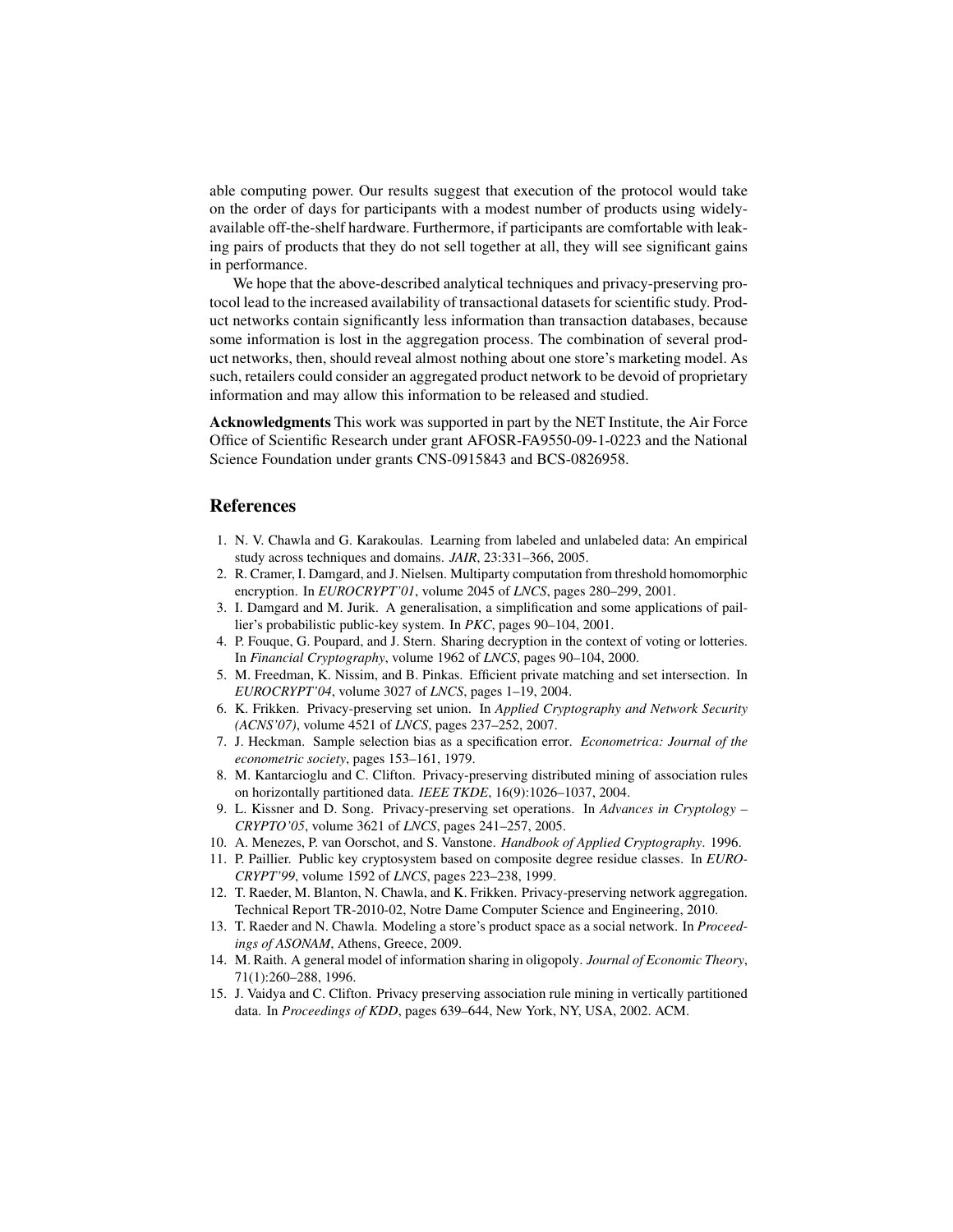able computing power. Our results suggest that execution of the protocol would take on the order of days for participants with a modest number of products using widely-available off-the-shelf hardware. Furthermore, if participants are comfortable with leaking pairs of products that they do not sell together at all, they will see significant gains in performance.

We hope that the above-described analytical techniques and privacy-preserving protocol lead to the increased availability of transactional datasets for scientific study. Product networks contain significantly less information than transaction databases, because some information is lost in the aggregation process. The combination of several product networks, then, should reveal almost nothing about one store's marketing model. As such, retailers could consider an aggregated product network to be devoid of proprietary information and may allow this information to be released and studied.

**Acknowledgments** This work was supported in part by the NET Institute, the Air Force Office of Scientific Research under grant AFOSR-FA9550-09-1-0223 and the National Science Foundation under grants CNS-0915843 and BCS-0826958.

## References

1. N. V. Chawla and G. Karakoulas. Learning from labeled and unlabeled data: An empirical study across techniques and domains. *JAIR*, 23:331–366, 2005.
2. R. Cramer, I. Damgard, and J. Nielsen. Multiparty computation from threshold homomorphic encryption. In *EUROCRYPT'01*, volume 2045 of *LNCS*, pages 280–299, 2001.
3. I. Damgard and M. Jurik. A generalisation, a simplification and some applications of paillier's probabilistic public-key system. In *PKC*, pages 90–104, 2001.
4. P. Fouque, G. Poupard, and J. Stern. Sharing decryption in the context of voting or lotteries. In *Financial Cryptography*, volume 1962 of *LNCS*, pages 90–104, 2000.
5. M. Freedman, K. Nissim, and B. Pinkas. Efficient private matching and set intersection. In *EUROCRYPT'04*, volume 3027 of *LNCS*, pages 1–19, 2004.
6. K. Frikken. Privacy-preserving set union. In *Applied Cryptography and Network Security (ACNS'07)*, volume 4521 of *LNCS*, pages 237–252, 2007.
7. J. Heckman. Sample selection bias as a specification error. *Econometrica: Journal of the econometric society*, pages 153–161, 1979.
8. M. Kantarcioglu and C. Clifton. Privacy-preserving distributed mining of association rules on horizontally partitioned data. *IEEE TKDE*, 16(9):1026–1037, 2004.
9. L. Kissner and D. Song. Privacy-preserving set operations. In *Advances in Cryptology – CRYPTO'05*, volume 3621 of *LNCS*, pages 241–257, 2005.
10. A. Menezes, P. van Oorschot, and S. Vanstone. *Handbook of Applied Cryptography*. 1996.
11. P. Paillier. Public key cryptosystem based on composite degree residue classes. In *EUROCRYPT'99*, volume 1592 of *LNCS*, pages 223–238, 1999.
12. T. Raeder, M. Blanton, N. Chawla, and K. Frikken. Privacy-preserving network aggregation. Technical Report TR-2010-02, Notre Dame Computer Science and Engineering, 2010.
13. T. Raeder and N. Chawla. Modeling a store's product space as a social network. In *Proceedings of ASONAM*, Athens, Greece, 2009.
14. M. Raith. A general model of information sharing in oligopoly. *Journal of Economic Theory*, 71(1):260–288, 1996.
15. J. Vaidya and C. Clifton. Privacy preserving association rule mining in vertically partitioned data. In *Proceedings of KDD*, pages 639–644, New York, NY, USA, 2002. ACM.